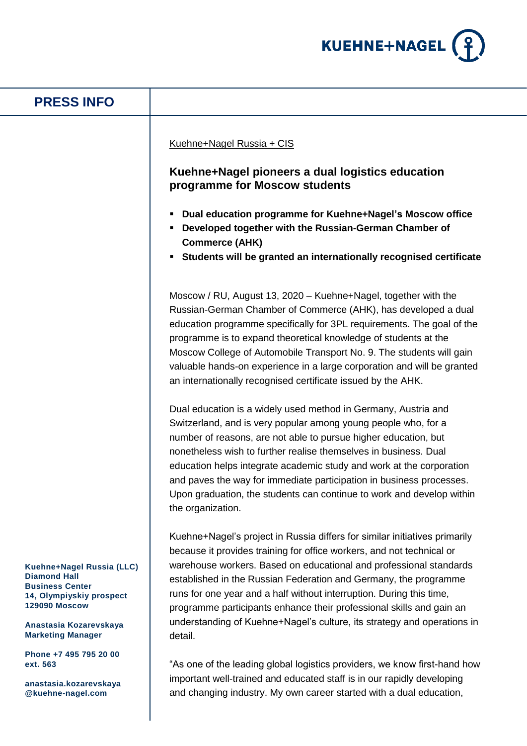KUEHNE+NAGEL

# PRESS INFO

Kuehne+Nagel Russia + CIS

## Kuehne+Nagel pioneers a dual logistics education programme for Moscow students

- **Dual education programme for Kuehne+Nagel's Moscow office**
- **Developed together with the Russian-German Chamber of Commerce (AHK)**
- **Students will be granted an internationally recognised certificate**

Moscow / RU, August 13, 2020 – Kuehne+Nagel, together with the Russian-German Chamber of Commerce (AHK), has developed a dual education programme specifically for 3PL requirements. The goal of the programme is to expand theoretical knowledge of students at the Moscow College of Automobile Transport No. 9. The students will gain valuable hands-on experience in a large corporation and will be granted an internationally recognised certificate issued by the AHK.

Dual education is a widely used method in Germany, Austria and Switzerland, and is very popular among young people who, for a number of reasons, are not able to pursue higher education, but nonetheless wish to further realise themselves in business. Dual education helps integrate academic study and work at the corporation and paves the way for immediate participation in business processes. Upon graduation, the students can continue to work and develop within the organization.

Kuehne+Nagel's project in Russia differs for similar initiatives primarily because it provides training for office workers, and not technical or warehouse workers. Based on educational and professional standards established in the Russian Federation and Germany, the programme runs for one year and a half without interruption. During this time, programme participants enhance their professional skills and gain an understanding of Kuehne+Nagel's culture, its strategy and operations in detail.

"As one of the leading global logistics providers, we know first-hand how important well-trained and educated staff is in our rapidly developing and changing industry. My own career started with a dual education,

**Kuehne+Nagel Russia (LLC)**
**Diamond Hall**
**Business Center**
**14, Olympiyskiy prospect**
**129090 Moscow**

**Anastasia Kozarevskaya**
**Marketing Manager**

**Phone +7 495 795 20 00**
**ext. 563**

**anastasia.kozarevskaya@kuehne-nagel.com**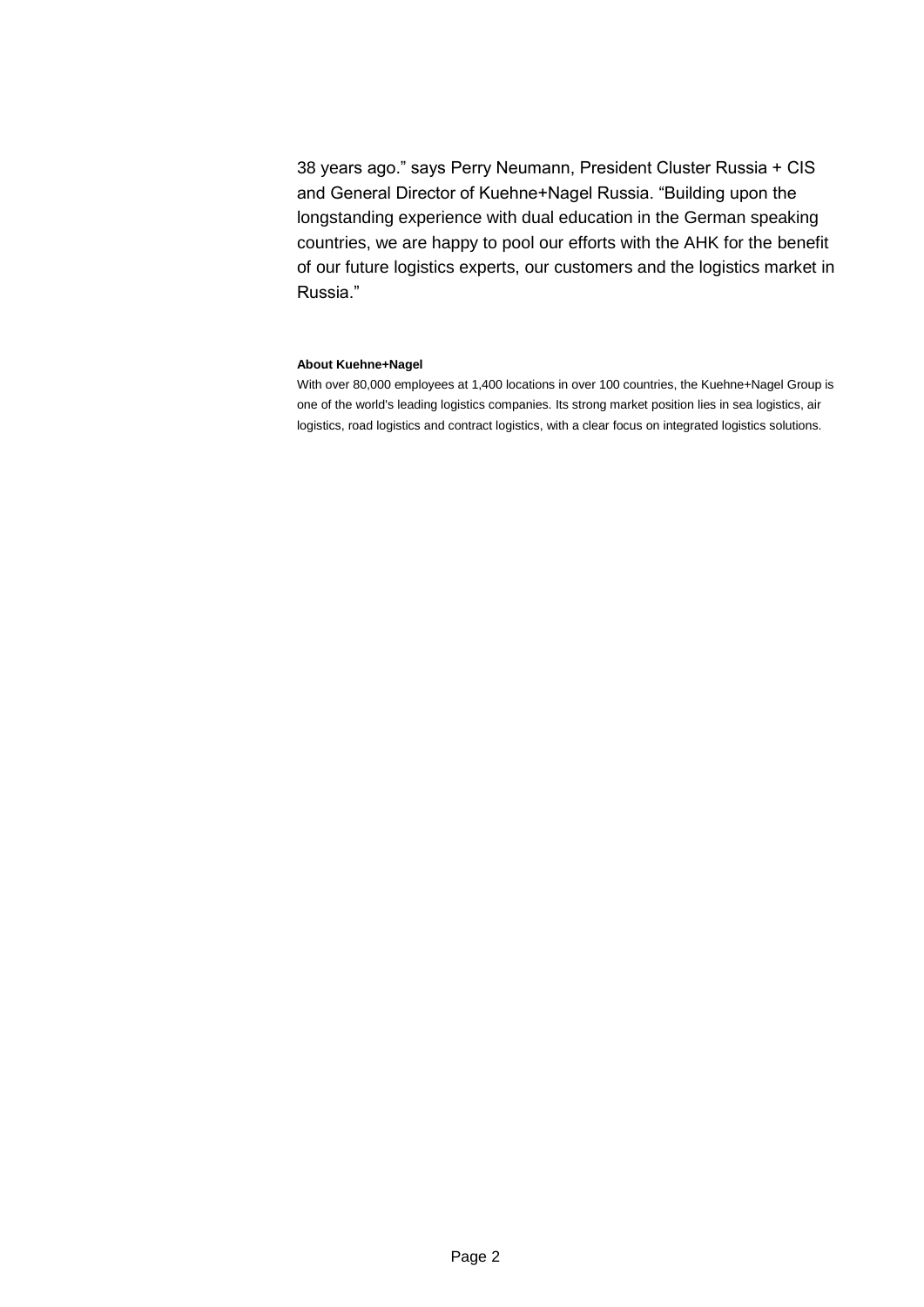38 years ago." says Perry Neumann, President Cluster Russia + CIS and General Director of Kuehne+Nagel Russia. "Building upon the longstanding experience with dual education in the German speaking countries, we are happy to pool our efforts with the AHK for the benefit of our future logistics experts, our customers and the logistics market in Russia."

**About Kuehne+Nagel**

With over 80,000 employees at 1,400 locations in over 100 countries, the Kuehne+Nagel Group is one of the world's leading logistics companies. Its strong market position lies in sea logistics, air logistics, road logistics and contract logistics, with a clear focus on integrated logistics solutions.